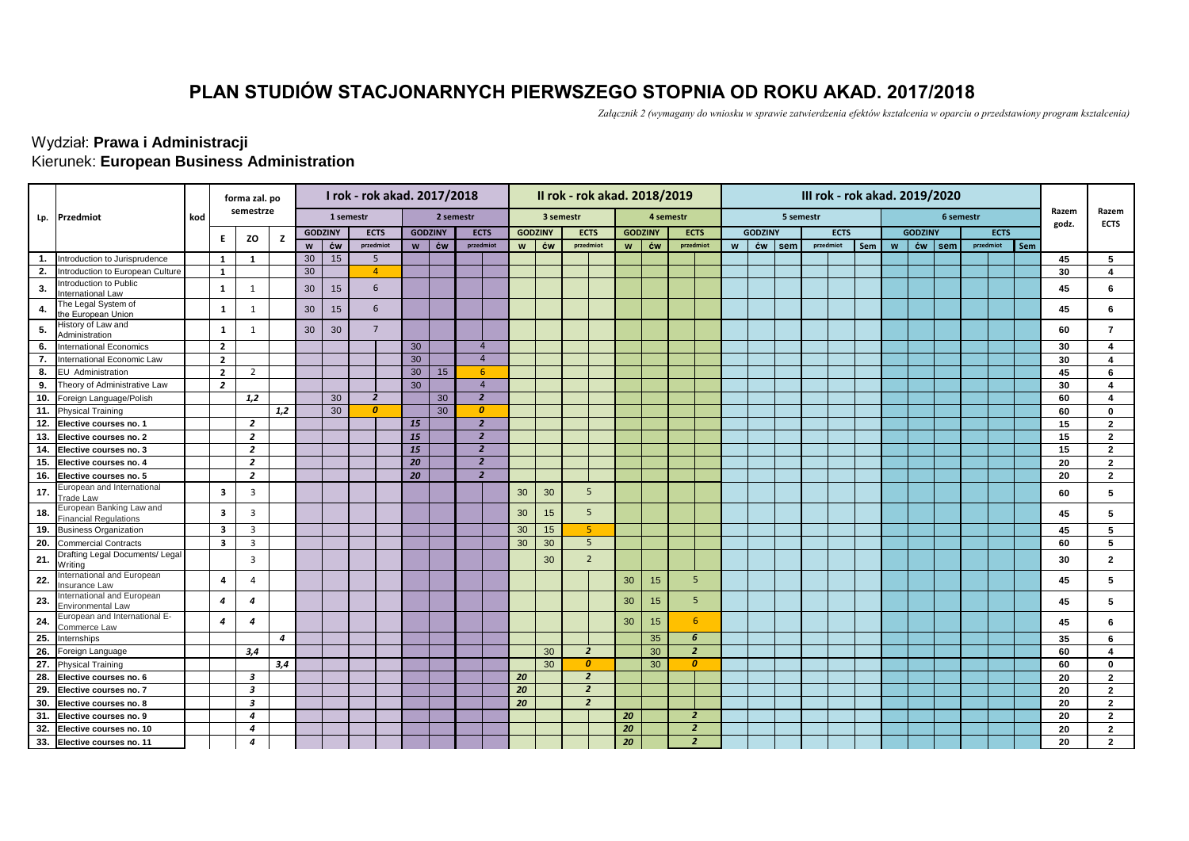# PLAN STUDIÓW STACJONARNYCH PIERWSZEGO STOPNIA OD ROKU AKAD. 2017/2018

*Załącznik 2 (wymagany do wniosku w sprawie zatwierdzenia efektów kształcenia w oparciu o przedstawiony program kształcenia)*

Wydział: **Prawa i Administracji**

Kierunek: **European Business Administration**

| Lp. | Przedmiot | kod | forma zal. po semestrze | | | I rok - rok akad. 2017/2018 | | | | | | II rok - rok akad. 2018/2019 | | | | | | III rok - rok akad. 2019/2020 | | | | | | | | | | Razem godz. | Razem ECTS |
|---|---|---|---|---|---|---|---|---|---|---|---|---|---|---|---|---|---|---|---|---|---|---|---|---|---|---|---|---|---|
| | | | | | | 1 semestr | | | 2 semestr | | | 3 semestr | | | 4 semestr | | | 5 semestr | | | | | 6 semestr | | | | | | |
| | | | | | | GODZINY | | ECTS | GODZINY | | ECTS | GODZINY | | ECTS | GODZINY | | ECTS | GODZINY | | | ECTS | | GODZINY | | | ECTS | | | |
| | | | E | ZO | Z | w | ćw | przedmiot | w | ćw | przedmiot | w | ćw | przedmiot | w | ćw | przedmiot | w | ćw | sem | przedmiot | Sem | w | ćw | sem | przedmiot | Sem | | |
| 1. | Introduction to Jurisprudence | | 1 | 1 | | 30 | 15 | 5 | | | | | | | | | | | | | | | | | | | | 45 | 5 |
| 2. | Introduction to European Culture | | 1 | | | 30 | | 4 | | | | | | | | | | | | | | | | | | | | 30 | 4 |
| 3. | Introduction to Public International Law | | 1 | 1 | | 30 | 15 | 6 | | | | | | | | | | | | | | | | | | | | 45 | 6 |
| 4. | The Legal System of the European Union | | 1 | 1 | | 30 | 15 | 6 | | | | | | | | | | | | | | | | | | | | 45 | 6 |
| 5. | History of Law and Administration | | 1 | 1 | | 30 | 30 | 7 | | | | | | | | | | | | | | | | | | | | 60 | 7 |
| 6. | International Economics | | 2 | | | | | | 30 | | 4 | | | | | | | | | | | | | | | | | 30 | 4 |
| 7. | International Economic Law | | 2 | | | | | | 30 | | 4 | | | | | | | | | | | | | | | | | 30 | 4 |
| 8. | EU Administration | | 2 | 2 | | | | | 30 | 15 | 6 | | | | | | | | | | | | | | | | | 45 | 6 |
| 9. | Theory of Administrative Law | | *2* | | | | | | 30 | | 4 | | | | | | | | | | | | | | | | | 30 | 4 |
| 10. | Foreign Language/Polish | | | *1,2* | | | 30 | *2* | | 30 | *2* | | | | | | | | | | | | | | | | | 60 | 4 |
| 11. | Physical Training | | | | *1,2* | | 30 | *0* | | 30 | *0* | | | | | | | | | | | | | | | | | 60 | 0 |
| 12. | **Elective courses no. 1** | | | *2* | | | | | *15* | | *2* | | | | | | | | | | | | | | | | | 15 | 2 |
| 13. | **Elective courses no. 2** | | | *2* | | | | | *15* | | *2* | | | | | | | | | | | | | | | | | 15 | 2 |
| 14. | **Elective courses no. 3** | | | *2* | | | | | *15* | | *2* | | | | | | | | | | | | | | | | | 15 | 2 |
| 15. | **Elective courses no. 4** | | | *2* | | | | | *20* | | *2* | | | | | | | | | | | | | | | | | 20 | 2 |
| 16. | **Elective courses no. 5** | | | *2* | | | | | *20* | | *2* | | | | | | | | | | | | | | | | | 20 | 2 |
| 17. | European and International Trade Law | | 3 | 3 | | | | | | | | 30 | 30 | 5 | | | | | | | | | | | | | | 60 | 5 |
| 18. | European Banking Law and Financial Regulations | | 3 | 3 | | | | | | | | 30 | 15 | 5 | | | | | | | | | | | | | | 45 | 5 |
| 19. | Business Organization | | 3 | 3 | | | | | | | | 30 | 15 | 5 | | | | | | | | | | | | | | 45 | 5 |
| 20. | Commercial Contracts | | 3 | 3 | | | | | | | | 30 | 30 | 5 | | | | | | | | | | | | | | 60 | 5 |
| 21. | Drafting Legal Documents/ Legal Writing | | | 3 | | | | | | | | | 30 | 2 | | | | | | | | | | | | | | 30 | 2 |
| 22. | International and European Insurance Law | | 4 | 4 | | | | | | | | | | | 30 | 15 | 5 | | | | | | | | | | | 45 | 5 |
| 23. | International and European Environmental Law | | *4* | *4* | | | | | | | | | | | 30 | 15 | 5 | | | | | | | | | | | 45 | 5 |
| 24. | European and International E-Commerce Law | | *4* | *4* | | | | | | | | | | | 30 | 15 | 6 | | | | | | | | | | | 45 | 6 |
| 25. | Internships | | | | *4* | | | | | | | | | | | 35 | *6* | | | | | | | | | | | 35 | 6 |
| 26. | Foreign Language | | | *3,4* | | | | | | | | | 30 | *2* | | 30 | *2* | | | | | | | | | | | 60 | 4 |
| 27. | Physical Training | | | | *3,4* | | | | | | | | 30 | *0* | | 30 | *0* | | | | | | | | | | | 60 | 0 |
| 28. | **Elective courses no. 6** | | | *3* | | | | | | | | *20* | | *2* | | | | | | | | | | | | | | 20 | 2 |
| 29. | **Elective courses no. 7** | | | *3* | | | | | | | | *20* | | *2* | | | | | | | | | | | | | | 20 | 2 |
| 30. | **Elective courses no. 8** | | | *3* | | | | | | | | *20* | | *2* | | | | | | | | | | | | | | 20 | 2 |
| 31. | **Elective courses no. 9** | | | *4* | | | | | | | | | | | *20* | | *2* | | | | | | | | | | | 20 | 2 |
| 32. | **Elective courses no. 10** | | | *4* | | | | | | | | | | | *20* | | *2* | | | | | | | | | | | 20 | 2 |
| 33. | **Elective courses no. 11** | | | *4* | | | | | | | | | | | *20* | | *2* | | | | | | | | | | | 20 | 2 |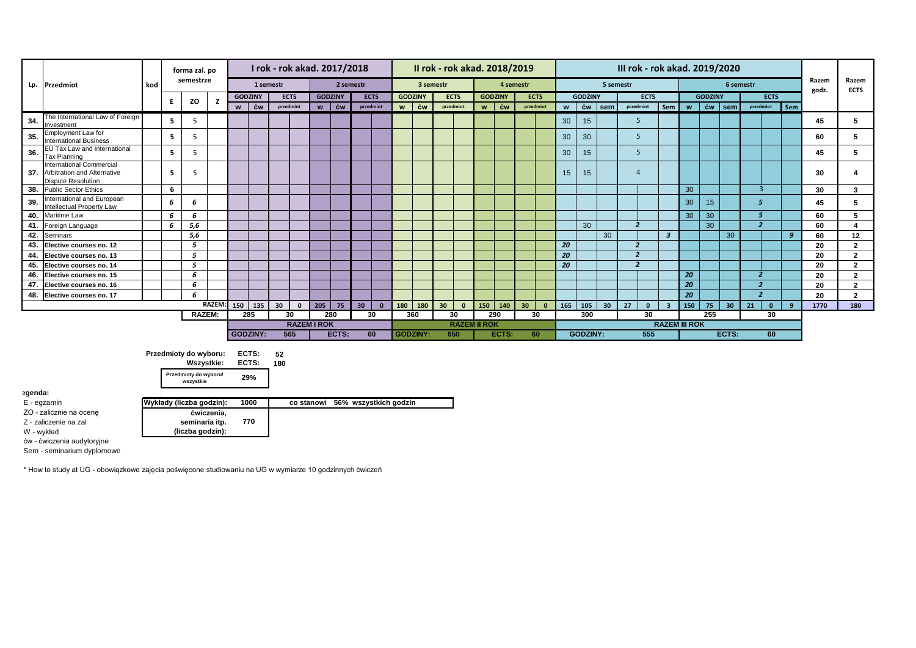| Lp. | Przedmiot | kod | forma zal. po semestrze | | | I rok - rok akad. 2017/2018 | | | | | | | | II rok - rok akad. 2018/2019 | | | | | | | | III rok - rok akad. 2019/2020 | | | | | | | | | | | | Razem godz. | Razem ECTS |
|---|---|---|---|---|---|---|---|---|---|---|---|---|---|---|---|---|---|---|---|---|---|---|---|---|---|---|---|---|---|---|---|---|---|---|---|
| | | | | | | 1 semestr | | | | 2 semestr | | | | 3 semestr | | | | 4 semestr | | | | 5 semestr | | | | | | 6 semestr | | | | | | | |
| | | | E | ZO | Z | GODZINY | | ECTS | | GODZINY | | ECTS | | GODZINY | | ECTS | | GODZINY | | ECTS | | GODZINY | | | ECTS | | | GODZINY | | | ECTS | | | | |
| | | | | | | w | ćw | przedmiot | | w | ćw | przedmiot | | w | ćw | przedmiot | | w | ćw | przedmiot | | w | ćw | sem | przedmiot | | Sem | w | ćw | sem | przedmiot | | Sem | | |
| 34. | The International Law of Foreign Investment | | 5 | 5 | | | | | | | | | | | | | | | | | | 30 | 15 | | 5 | | | | | | | | | 45 | 5 |
| 35. | Employment Law for International Business | | 5 | 5 | | | | | | | | | | | | | | | | | | 30 | 30 | | 5 | | | | | | | | | 60 | 5 |
| 36. | EU Tax Law and International Tax Planning | | 5 | 5 | | | | | | | | | | | | | | | | | | 30 | 15 | | 5 | | | | | | | | | 45 | 5 |
| 37. | International Commercial Arbitration and Alternative Dispute Resolution | | 5 | 5 | | | | | | | | | | | | | | | | | | 15 | 15 | | 4 | | | | | | | | | 30 | 4 |
| 38. | Public Sector Ethics | | 6 | | | | | | | | | | | | | | | | | | | | | | | | | 30 | | | 3 | | | 30 | 3 |
| 39. | International and European Intellectual Property Law | | 6 | 6 | | | | | | | | | | | | | | | | | | | | | | | | 30 | 15 | | 5 | | | 45 | 5 |
| 40. | Maritime Law | | 6 | 6 | | | | | | | | | | | | | | | | | | | | | | | | 30 | 30 | | 5 | | | 60 | 5 |
| 41. | Foreign Language | | 6 | 5,6 | | | | | | | | | | | | | | | | | | | 30 | | 2 | | | | 30 | | 2 | | | 60 | 4 |
| 42. | Seminars | | | 5,6 | | | | | | | | | | | | | | | | | | | | 30 | | | 3 | | | 30 | | | 9 | 60 | 12 |
| 43. | Elective courses no. 12 | | | 5 | | | | | | | | | | | | | | | | | | 20 | | | 2 | | | | | | | | | 20 | 2 |
| 44. | Elective courses no. 13 | | | 5 | | | | | | | | | | | | | | | | | | 20 | | | 2 | | | | | | | | | 20 | 2 |
| 45. | Elective courses no. 14 | | | 5 | | | | | | | | | | | | | | | | | | 20 | | | 2 | | | | | | | | | 20 | 2 |
| 46. | Elective courses no. 15 | | | 6 | | | | | | | | | | | | | | | | | | | | | | | | 20 | | | 2 | | | 20 | 2 |
| 47. | Elective courses no. 16 | | | 6 | | | | | | | | | | | | | | | | | | | | | | | | 20 | | | 2 | | | 20 | 2 |
| 48. | Elective courses no. 17 | | | 6 | | | | | | | | | | | | | | | | | | | | | | | | 20 | | | 2 | | | 20 | 2 |
| | | | | | RAZEM: | 150 | 135 | 30 | 0 | 205 | 75 | 30 | 0 | 180 | 180 | 30 | 0 | 150 | 140 | 30 | 0 | 165 | 105 | 30 | 27 | 0 | 3 | 150 | 75 | 30 | 21 | 0 | 9 | 1770 | 180 |
| | | | | RAZEM: | | 285 | | 30 | | 280 | | 30 | | 360 | | 30 | | 290 | | 30 | | 300 | | | 30 | | | 255 | | | 30 | | | | |
| | | | | | | RAZEM I ROK | | | | | | | | RAZEM II ROK | | | | | | | | RAZEM III ROK | | | | | | | | | | | | | |
| | | | | | | GODZINY: | | 565 | | ECTS: | | 60 | | GODZINY: | | 650 | | ECTS: | | 60 | | GODZINY: | | | 555 | | | ECTS: | | | 60 | | | | |

| | | |
|---|---|---|
| Przedmioty do wyboru: | ECTS: | 52 |
| Wszystkie: | ECTS: | 180 |
| Przedmioty do wyboru/ wszystkie | 29% | |

| | | |
|---|---|---|
| Wykłady (liczba godzin): | 1000 | co stanowi 56% wszystkich godzin |
| ćwiczenia, seminaria itp. (liczba godzin): | 770 | |

egenda:

E - egzamin
ZO - zalicznie na ocenę
Z - zaliczenie na zal
W - wykład
ćw - ćwiczenia audytoryjne
Sem - seminarium dyplomowe

* How to study at UG - obowiązkowe zajęcia poświęcone studiowaniu na UG w wymiarze 10 godzinnych ćwiczeń